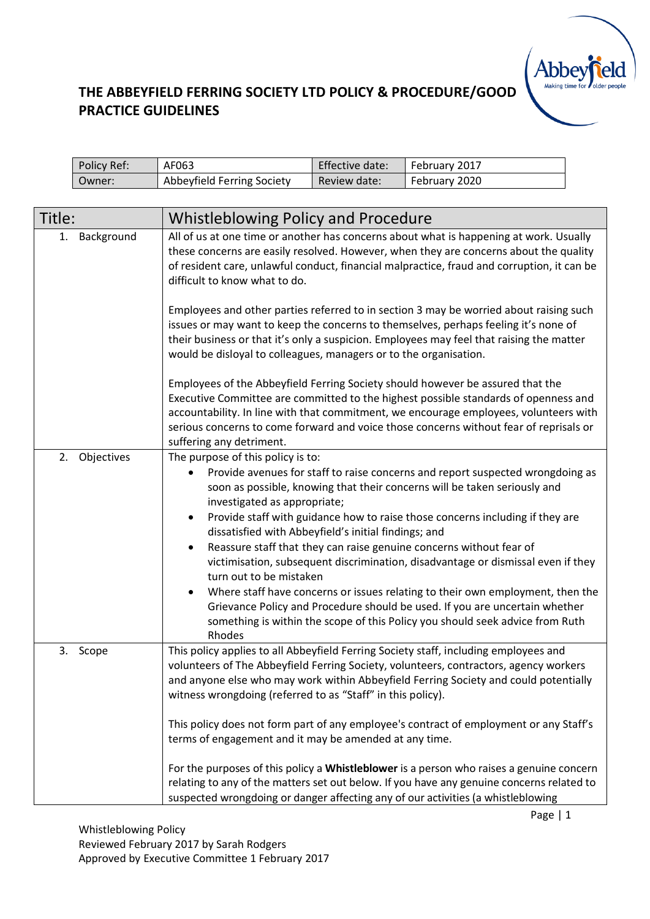# THE ABBEYFIELD FERRING SOCIETY LTD POLICY & PROCEDURE/GOOD PRACTICE GUIDELINES

| Policy Ref: | AF063 | Effective date: | February 2017 |
|---|---|---|---|
| Owner: | Abbeyfield Ferring Society | Review date: | February 2020 |

| Title: | Whistleblowing Policy and Procedure |
|---|---|
| 1. Background | All of us at one time or another has concerns about what is happening at work. Usually these concerns are easily resolved. However, when they are concerns about the quality of resident care, unlawful conduct, financial malpractice, fraud and corruption, it can be difficult to know what to do.<br><br>Employees and other parties referred to in section 3 may be worried about raising such issues or may want to keep the concerns to themselves, perhaps feeling it's none of their business or that it's only a suspicion. Employees may feel that raising the matter would be disloyal to colleagues, managers or to the organisation.<br><br>Employees of the Abbeyfield Ferring Society should however be assured that the Executive Committee are committed to the highest possible standards of openness and accountability. In line with that commitment, we encourage employees, volunteers with serious concerns to come forward and voice those concerns without fear of reprisals or suffering any detriment. |
| 2. Objectives | The purpose of this policy is to:<br>• Provide avenues for staff to raise concerns and report suspected wrongdoing as soon as possible, knowing that their concerns will be taken seriously and investigated as appropriate;<br>• Provide staff with guidance how to raise those concerns including if they are dissatisfied with Abbeyfield's initial findings; and<br>• Reassure staff that they can raise genuine concerns without fear of victimisation, subsequent discrimination, disadvantage or dismissal even if they turn out to be mistaken<br>• Where staff have concerns or issues relating to their own employment, then the Grievance Policy and Procedure should be used. If you are uncertain whether something is within the scope of this Policy you should seek advice from Ruth Rhodes |
| 3. Scope | This policy applies to all Abbeyfield Ferring Society staff, including employees and volunteers of The Abbeyfield Ferring Society, volunteers, contractors, agency workers and anyone else who may work within Abbeyfield Ferring Society and could potentially witness wrongdoing (referred to as "Staff" in this policy).<br><br>This policy does not form part of any employee's contract of employment or any Staff's terms of engagement and it may be amended at any time.<br><br>For the purposes of this policy a **Whistleblower** is a person who raises a genuine concern relating to any of the matters set out below. If you have any genuine concerns related to suspected wrongdoing or danger affecting any of our activities (a whistleblowing |

Whistleblowing Policy
Reviewed February 2017 by Sarah Rodgers
Approved by Executive Committee 1 February 2017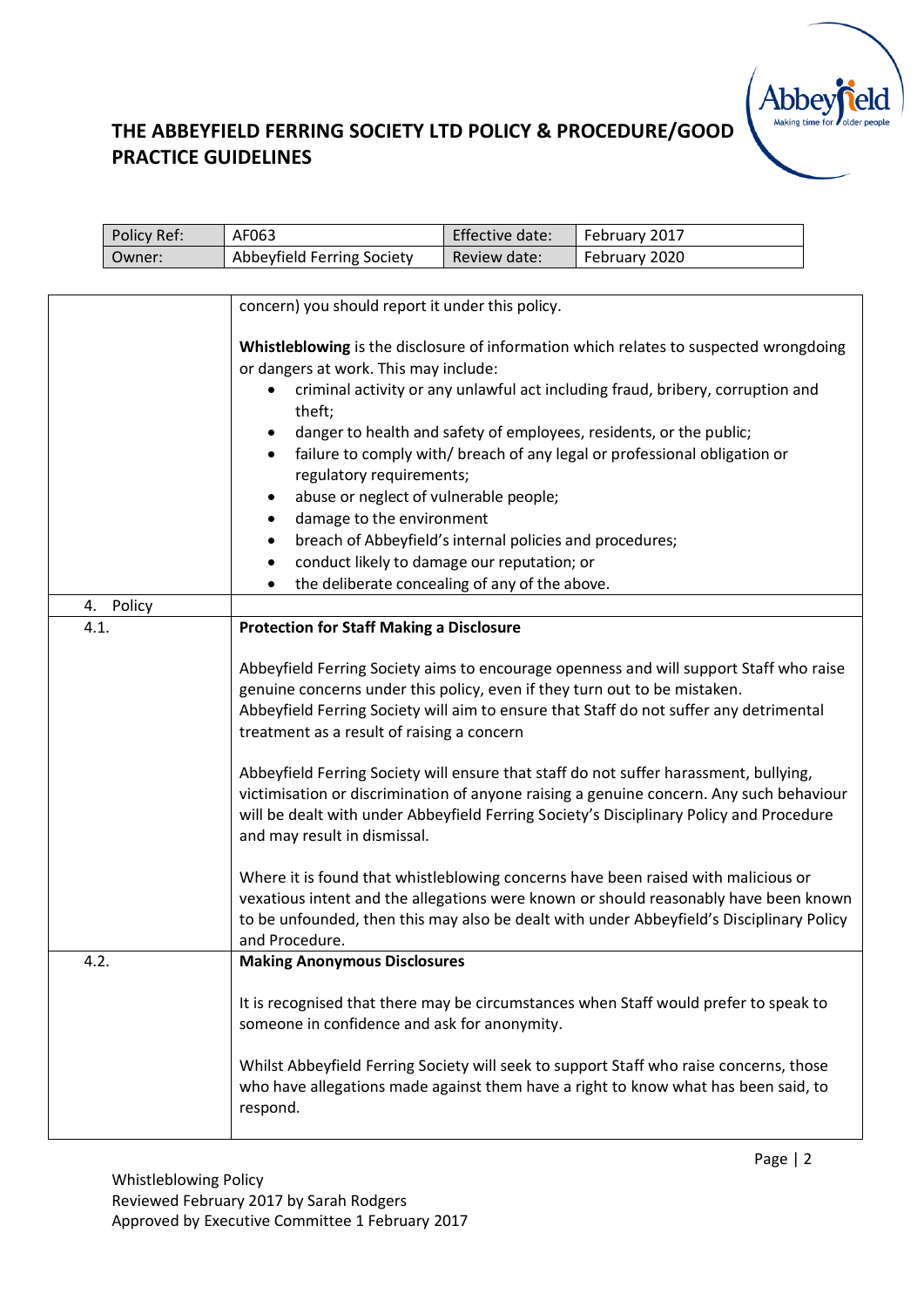| Policy Ref: | AF063 | Effective date: | February 2017 |
|---|---|---|---|
| Owner: | Abbeyfield Ferring Society | Review date: | February 2020 |

concern) you should report it under this policy.

**Whistleblowing** is the disclosure of information which relates to suspected wrongdoing or dangers at work. This may include:

- criminal activity or any unlawful act including fraud, bribery, corruption and theft;
- danger to health and safety of employees, residents, or the public;
- failure to comply with/ breach of any legal or professional obligation or regulatory requirements;
- abuse or neglect of vulnerable people;
- damage to the environment
- breach of Abbeyfield's internal policies and procedures;
- conduct likely to damage our reputation; or
- the deliberate concealing of any of the above.

## 4. Policy

### 4.1. Protection for Staff Making a Disclosure

Abbeyfield Ferring Society aims to encourage openness and will support Staff who raise genuine concerns under this policy, even if they turn out to be mistaken.
Abbeyfield Ferring Society will aim to ensure that Staff do not suffer any detrimental treatment as a result of raising a concern

Abbeyfield Ferring Society will ensure that staff do not suffer harassment, bullying, victimisation or discrimination of anyone raising a genuine concern. Any such behaviour will be dealt with under Abbeyfield Ferring Society's Disciplinary Policy and Procedure and may result in dismissal.

Where it is found that whistleblowing concerns have been raised with malicious or vexatious intent and the allegations were known or should reasonably have been known to be unfounded, then this may also be dealt with under Abbeyfield's Disciplinary Policy and Procedure.

### 4.2. Making Anonymous Disclosures

It is recognised that there may be circumstances when Staff would prefer to speak to someone in confidence and ask for anonymity.

Whilst Abbeyfield Ferring Society will seek to support Staff who raise concerns, those who have allegations made against them have a right to know what has been said, to respond.

Whistleblowing Policy
Reviewed February 2017 by Sarah Rodgers
Approved by Executive Committee 1 February 2017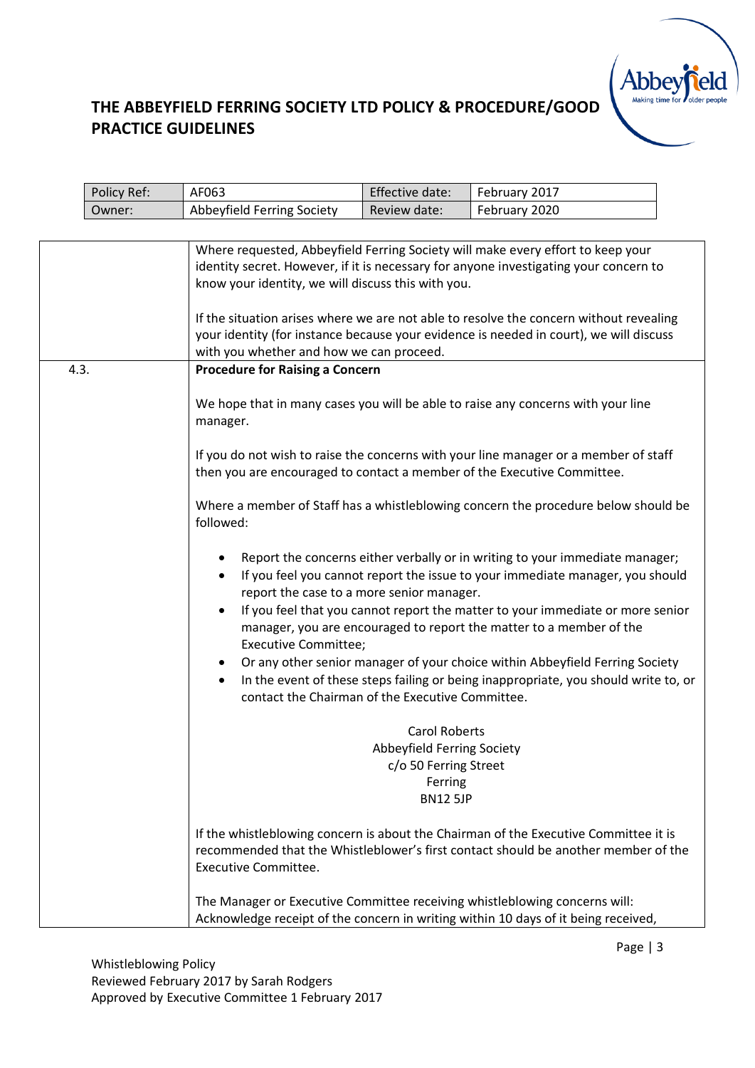# THE ABBEYFIELD FERRING SOCIETY LTD POLICY & PROCEDURE/GOOD PRACTICE GUIDELINES

| Policy Ref: | AF063 | Effective date: | February 2017 |
|---|---|---|---|
| Owner: | Abbeyfield Ferring Society | Review date: | February 2020 |

Where requested, Abbeyfield Ferring Society will make every effort to keep your identity secret. However, if it is necessary for anyone investigating your concern to know your identity, we will discuss this with you.

If the situation arises where we are not able to resolve the concern without revealing your identity (for instance because your evidence is needed in court), we will discuss with you whether and how we can proceed.

### 4.3. Procedure for Raising a Concern

We hope that in many cases you will be able to raise any concerns with your line manager.

If you do not wish to raise the concerns with your line manager or a member of staff then you are encouraged to contact a member of the Executive Committee.

Where a member of Staff has a whistleblowing concern the procedure below should be followed:

- Report the concerns either verbally or in writing to your immediate manager;
- If you feel you cannot report the issue to your immediate manager, you should report the case to a more senior manager.
- If you feel that you cannot report the matter to your immediate or more senior manager, you are encouraged to report the matter to a member of the Executive Committee;
- Or any other senior manager of your choice within Abbeyfield Ferring Society
- In the event of these steps failing or being inappropriate, you should write to, or contact the Chairman of the Executive Committee.

Carol Roberts
Abbeyfield Ferring Society
c/o 50 Ferring Street
Ferring
BN12 5JP

If the whistleblowing concern is about the Chairman of the Executive Committee it is recommended that the Whistleblower's first contact should be another member of the Executive Committee.

The Manager or Executive Committee receiving whistleblowing concerns will:
Acknowledge receipt of the concern in writing within 10 days of it being received,

Whistleblowing Policy
Reviewed February 2017 by Sarah Rodgers
Approved by Executive Committee 1 February 2017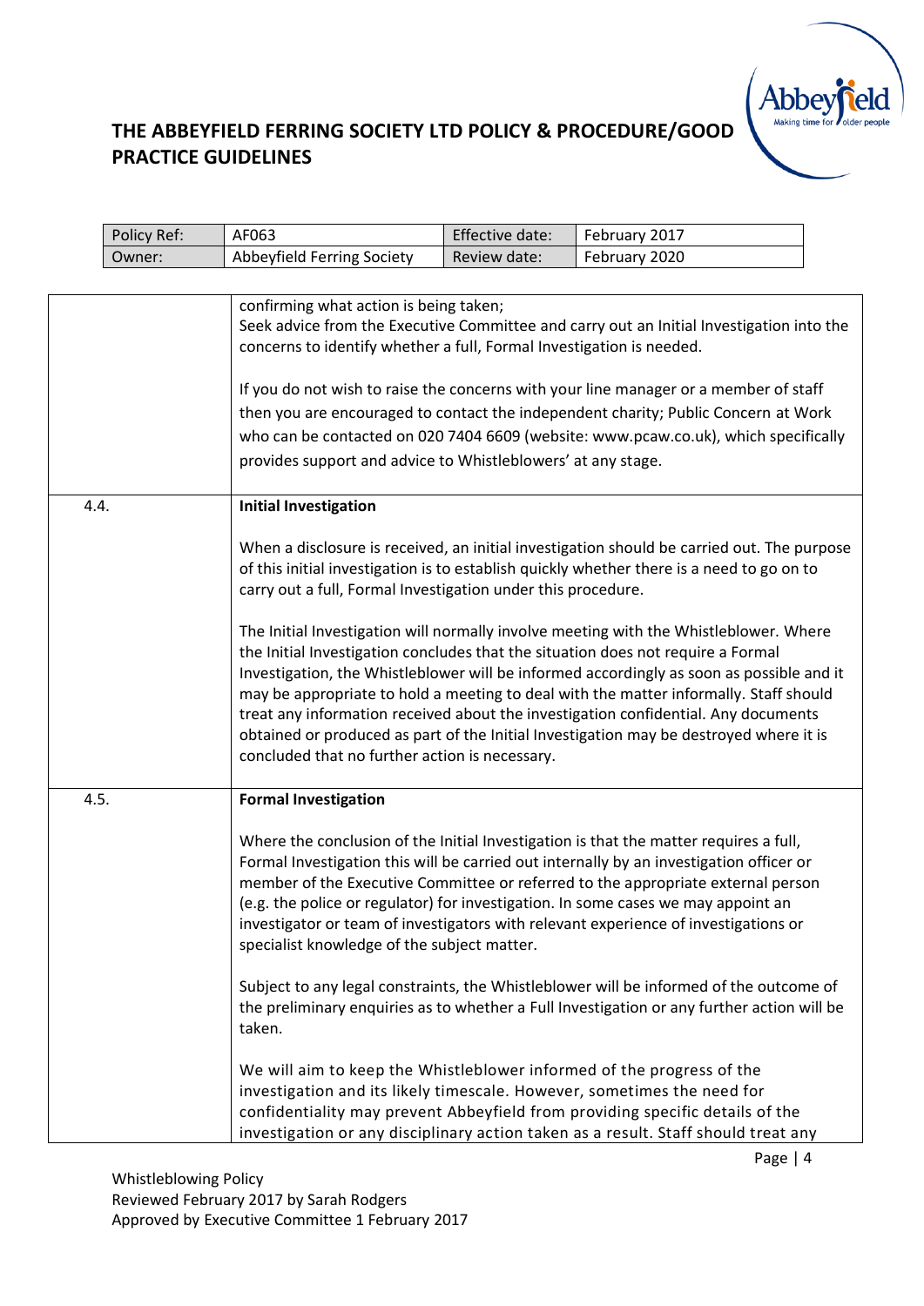| | |
|---|---|
| | confirming what action is being taken;<br>Seek advice from the Executive Committee and carry out an Initial Investigation into the concerns to identify whether a full, Formal Investigation is needed.<br><br>If you do not wish to raise the concerns with your line manager or a member of staff then you are encouraged to contact the independent charity; Public Concern at Work who can be contacted on 020 7404 6609 (website: www.pcaw.co.uk), which specifically provides support and advice to Whistleblowers' at any stage. |
| 4.4. | **Initial Investigation**<br><br>When a disclosure is received, an initial investigation should be carried out. The purpose of this initial investigation is to establish quickly whether there is a need to go on to carry out a full, Formal Investigation under this procedure.<br><br>The Initial Investigation will normally involve meeting with the Whistleblower. Where the Initial Investigation concludes that the situation does not require a Formal Investigation, the Whistleblower will be informed accordingly as soon as possible and it may be appropriate to hold a meeting to deal with the matter informally. Staff should treat any information received about the investigation confidential. Any documents obtained or produced as part of the Initial Investigation may be destroyed where it is concluded that no further action is necessary. |
| 4.5. | **Formal Investigation**<br><br>Where the conclusion of the Initial Investigation is that the matter requires a full, Formal Investigation this will be carried out internally by an investigation officer or member of the Executive Committee or referred to the appropriate external person (e.g. the police or regulator) for investigation. In some cases we may appoint an investigator or team of investigators with relevant experience of investigations or specialist knowledge of the subject matter.<br><br>Subject to any legal constraints, the Whistleblower will be informed of the outcome of the preliminary enquiries as to whether a Full Investigation or any further action will be taken.<br><br>We will aim to keep the Whistleblower informed of the progress of the investigation and its likely timescale. However, sometimes the need for confidentiality may prevent Abbeyfield from providing specific details of the investigation or any disciplinary action taken as a result. Staff should treat any |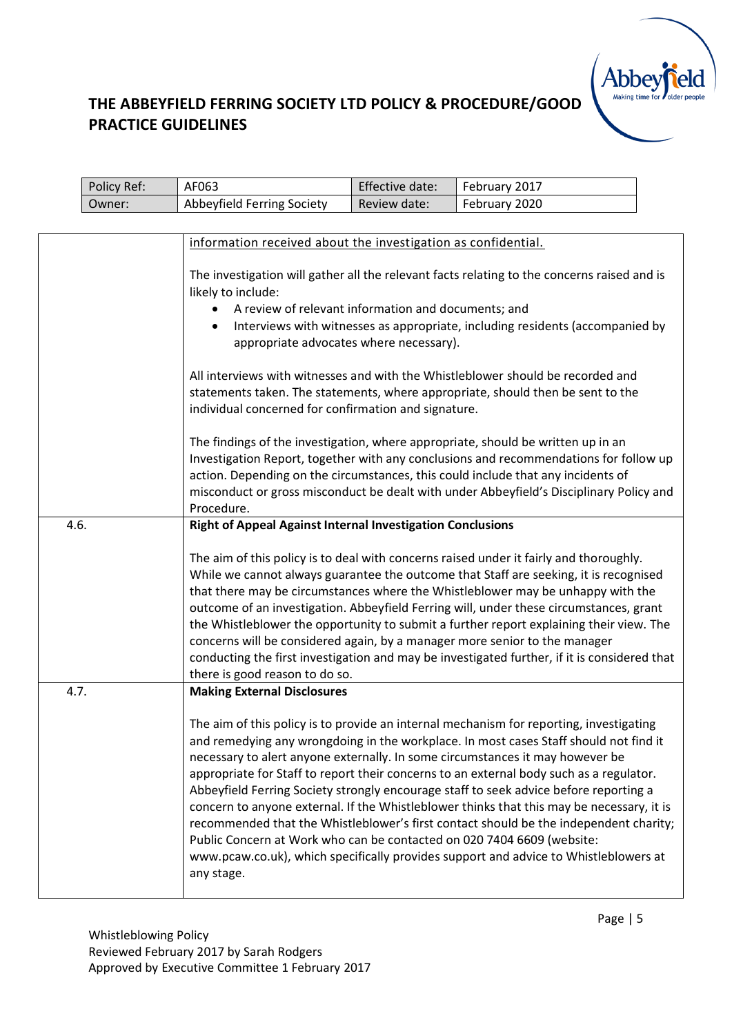| Policy Ref: | AF063 | Effective date: | February 2017 |
|---|---|---|---|
| Owner: | Abbeyfield Ferring Society | Review date: | February 2020 |

| | |
|---|---|
| | information received about the investigation as confidential.<br><br>The investigation will gather all the relevant facts relating to the concerns raised and is likely to include:<br>• A review of relevant information and documents; and<br>• Interviews with witnesses as appropriate, including residents (accompanied by appropriate advocates where necessary).<br><br>All interviews with witnesses and with the Whistleblower should be recorded and statements taken. The statements, where appropriate, should then be sent to the individual concerned for confirmation and signature.<br><br>The findings of the investigation, where appropriate, should be written up in an Investigation Report, together with any conclusions and recommendations for follow up action. Depending on the circumstances, this could include that any incidents of misconduct or gross misconduct be dealt with under Abbeyfield's Disciplinary Policy and Procedure. |
| 4.6. | **Right of Appeal Against Internal Investigation Conclusions**<br><br>The aim of this policy is to deal with concerns raised under it fairly and thoroughly. While we cannot always guarantee the outcome that Staff are seeking, it is recognised that there may be circumstances where the Whistleblower may be unhappy with the outcome of an investigation. Abbeyfield Ferring will, under these circumstances, grant the Whistleblower the opportunity to submit a further report explaining their view. The concerns will be considered again, by a manager more senior to the manager conducting the first investigation and may be investigated further, if it is considered that there is good reason to do so. |
| 4.7. | **Making External Disclosures**<br><br>The aim of this policy is to provide an internal mechanism for reporting, investigating and remedying any wrongdoing in the workplace. In most cases Staff should not find it necessary to alert anyone externally. In some circumstances it may however be appropriate for Staff to report their concerns to an external body such as a regulator. Abbeyfield Ferring Society strongly encourage staff to seek advice before reporting a concern to anyone external. If the Whistleblower thinks that this may be necessary, it is recommended that the Whistleblower's first contact should be the independent charity; Public Concern at Work who can be contacted on 020 7404 6609 (website: www.pcaw.co.uk), which specifically provides support and advice to Whistleblowers at any stage. |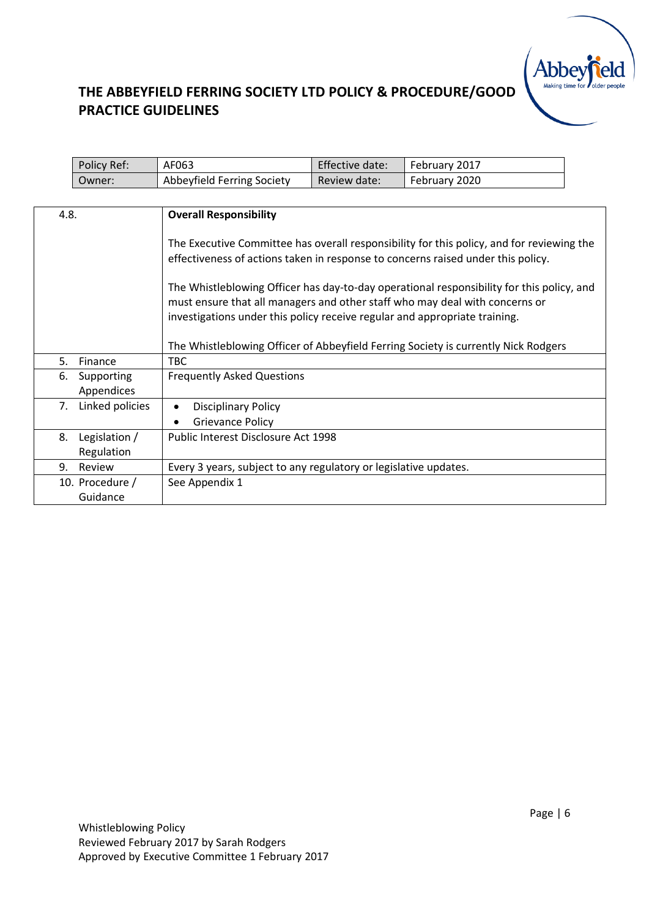# THE ABBEYFIELD FERRING SOCIETY LTD POLICY & PROCEDURE/GOOD PRACTICE GUIDELINES

| Policy Ref: | AF063 | Effective date: | February 2017 |
|---|---|---|---|
| Owner: | Abbeyfield Ferring Society | Review date: | February 2020 |

| | |
|---|---|
| 4.8. | **Overall Responsibility**<br><br>The Executive Committee has overall responsibility for this policy, and for reviewing the effectiveness of actions taken in response to concerns raised under this policy.<br><br>The Whistleblowing Officer has day-to-day operational responsibility for this policy, and must ensure that all managers and other staff who may deal with concerns or investigations under this policy receive regular and appropriate training.<br><br>The Whistleblowing Officer of Abbeyfield Ferring Society is currently Nick Rodgers |
| 5. Finance | TBC |
| 6. Supporting Appendices | Frequently Asked Questions |
| 7. Linked policies | • Disciplinary Policy<br>• Grievance Policy |
| 8. Legislation / Regulation | Public Interest Disclosure Act 1998 |
| 9. Review | Every 3 years, subject to any regulatory or legislative updates. |
| 10. Procedure / Guidance | See Appendix 1 |

Whistleblowing Policy
Reviewed February 2017 by Sarah Rodgers
Approved by Executive Committee 1 February 2017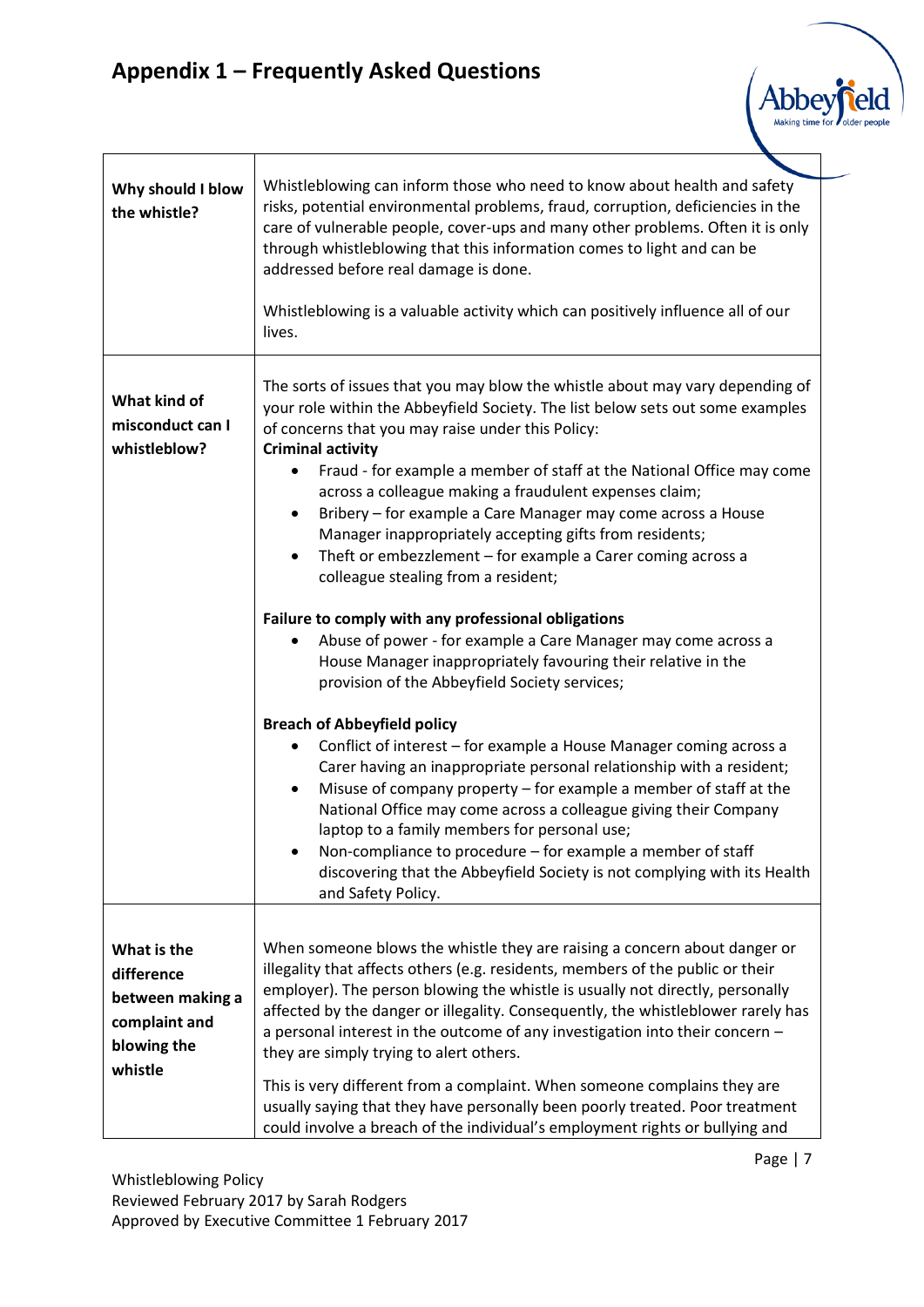# Appendix 1 – Frequently Asked Questions

| | |
|---|---|
| **Why should I blow the whistle?** | Whistleblowing can inform those who need to know about health and safety risks, potential environmental problems, fraud, corruption, deficiencies in the care of vulnerable people, cover-ups and many other problems. Often it is only through whistleblowing that this information comes to light and can be addressed before real damage is done.<br><br>Whistleblowing is a valuable activity which can positively influence all of our lives. |
| **What kind of misconduct can I whistleblow?** | The sorts of issues that you may blow the whistle about may vary depending of your role within the Abbeyfield Society. The list below sets out some examples of concerns that you may raise under this Policy:<br>**Criminal activity**<br>• Fraud - for example a member of staff at the National Office may come across a colleague making a fraudulent expenses claim;<br>• Bribery – for example a Care Manager may come across a House Manager inappropriately accepting gifts from residents;<br>• Theft or embezzlement – for example a Carer coming across a colleague stealing from a resident;<br><br>**Failure to comply with any professional obligations**<br>• Abuse of power - for example a Care Manager may come across a House Manager inappropriately favouring their relative in the provision of the Abbeyfield Society services;<br><br>**Breach of Abbeyfield policy**<br>• Conflict of interest – for example a House Manager coming across a Carer having an inappropriate personal relationship with a resident;<br>• Misuse of company property – for example a member of staff at the National Office may come across a colleague giving their Company laptop to a family members for personal use;<br>• Non-compliance to procedure – for example a member of staff discovering that the Abbeyfield Society is not complying with its Health and Safety Policy. |
| **What is the difference between making a complaint and blowing the whistle** | When someone blows the whistle they are raising a concern about danger or illegality that affects others (e.g. residents, members of the public or their employer). The person blowing the whistle is usually not directly, personally affected by the danger or illegality. Consequently, the whistleblower rarely has a personal interest in the outcome of any investigation into their concern – they are simply trying to alert others.<br><br>This is very different from a complaint. When someone complains they are usually saying that they have personally been poorly treated. Poor treatment could involve a breach of the individual's employment rights or bullying and |

Whistleblowing Policy
Reviewed February 2017 by Sarah Rodgers
Approved by Executive Committee 1 February 2017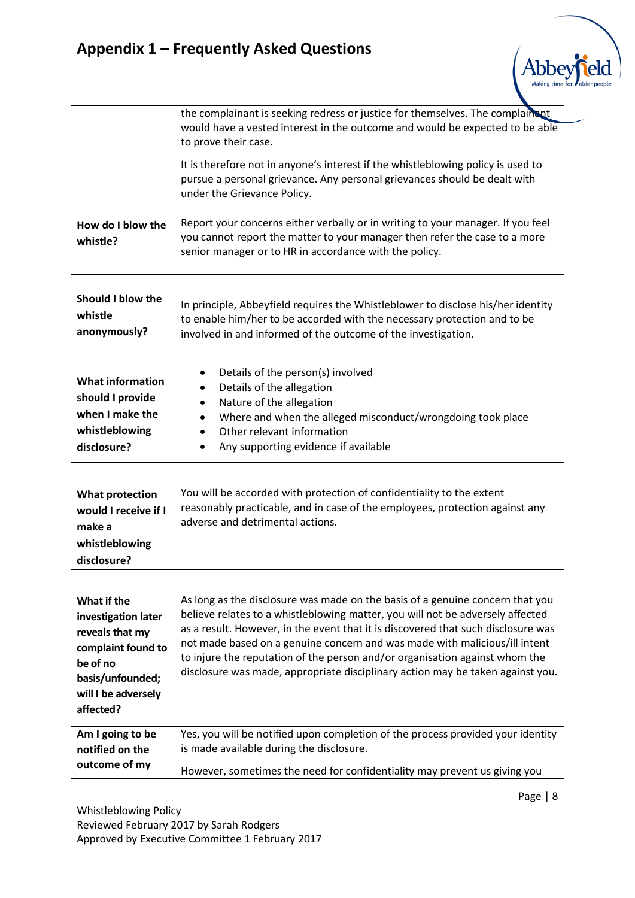# Appendix 1 – Frequently Asked Questions

| | |
|---|---|
| | the complainant is seeking redress or justice for themselves. The complainant would have a vested interest in the outcome and would be expected to be able to prove their case.<br><br>It is therefore not in anyone's interest if the whistleblowing policy is used to pursue a personal grievance. Any personal grievances should be dealt with under the Grievance Policy. |
| **How do I blow the whistle?** | Report your concerns either verbally or in writing to your manager. If you feel you cannot report the matter to your manager then refer the case to a more senior manager or to HR in accordance with the policy. |
| **Should I blow the whistle anonymously?** | In principle, Abbeyfield requires the Whistleblower to disclose his/her identity to enable him/her to be accorded with the necessary protection and to be involved in and informed of the outcome of the investigation. |
| **What information should I provide when I make the whistleblowing disclosure?** | • Details of the person(s) involved<br>• Details of the allegation<br>• Nature of the allegation<br>• Where and when the alleged misconduct/wrongdoing took place<br>• Other relevant information<br>• Any supporting evidence if available |
| **What protection would I receive if I make a whistleblowing disclosure?** | You will be accorded with protection of confidentiality to the extent reasonably practicable, and in case of the employees, protection against any adverse and detrimental actions. |
| **What if the investigation later reveals that my complaint found to be of no basis/unfounded; will I be adversely affected?** | As long as the disclosure was made on the basis of a genuine concern that you believe relates to a whistleblowing matter, you will not be adversely affected as a result. However, in the event that it is discovered that such disclosure was not made based on a genuine concern and was made with malicious/ill intent to injure the reputation of the person and/or organisation against whom the disclosure was made, appropriate disciplinary action may be taken against you. |
| **Am I going to be notified on the outcome of my** | Yes, you will be notified upon completion of the process provided your identity is made available during the disclosure.<br><br>However, sometimes the need for confidentiality may prevent us giving you |

Whistleblowing Policy
Reviewed February 2017 by Sarah Rodgers
Approved by Executive Committee 1 February 2017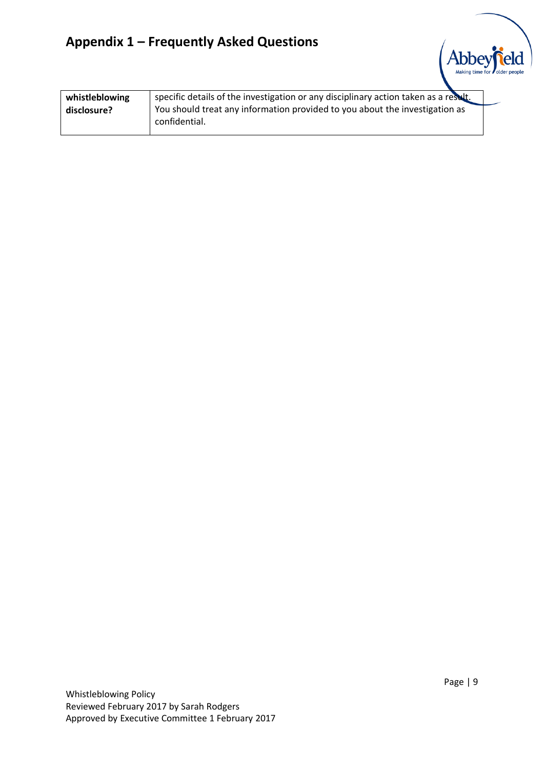# Appendix 1 – Frequently Asked Questions

| | |
|---|---|
| **whistleblowing disclosure?** | specific details of the investigation or any disciplinary action taken as a result. You should treat any information provided to you about the investigation as confidential. |

Whistleblowing Policy
Reviewed February 2017 by Sarah Rodgers
Approved by Executive Committee 1 February 2017